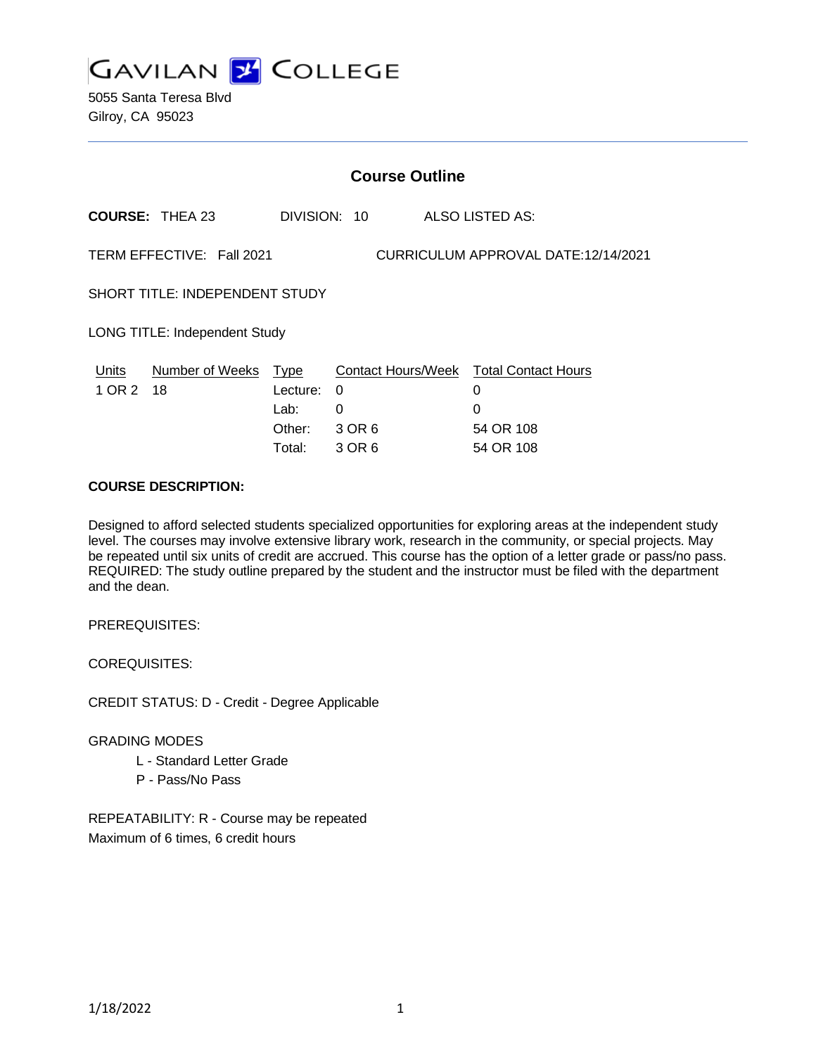# GAVILAN COLLEGE

5055 Santa Teresa Blvd
Gilroy, CA 95023

## Course Outline

**COURSE:** THEA 23 DIVISION: 10 ALSO LISTED AS:

TERM EFFECTIVE: Fall 2021 CURRICULUM APPROVAL DATE:12/14/2021

SHORT TITLE: INDEPENDENT STUDY

LONG TITLE: Independent Study

| Units | Number of Weeks | Type | Contact Hours/Week | Total Contact Hours |
|---|---|---|---|---|
| 1 OR 2 | 18 | Lecture: | 0 | 0 |
| | | Lab: | 0 | 0 |
| | | Other: | 3 OR 6 | 54 OR 108 |
| | | Total: | 3 OR 6 | 54 OR 108 |

**COURSE DESCRIPTION:**

Designed to afford selected students specialized opportunities for exploring areas at the independent study level. The courses may involve extensive library work, research in the community, or special projects. May be repeated until six units of credit are accrued. This course has the option of a letter grade or pass/no pass. REQUIRED: The study outline prepared by the student and the instructor must be filed with the department and the dean.

PREREQUISITES:

COREQUISITES:

CREDIT STATUS: D - Credit - Degree Applicable

GRADING MODES

- L - Standard Letter Grade
- P - Pass/No Pass

REPEATABILITY: R - Course may be repeated
Maximum of 6 times, 6 credit hours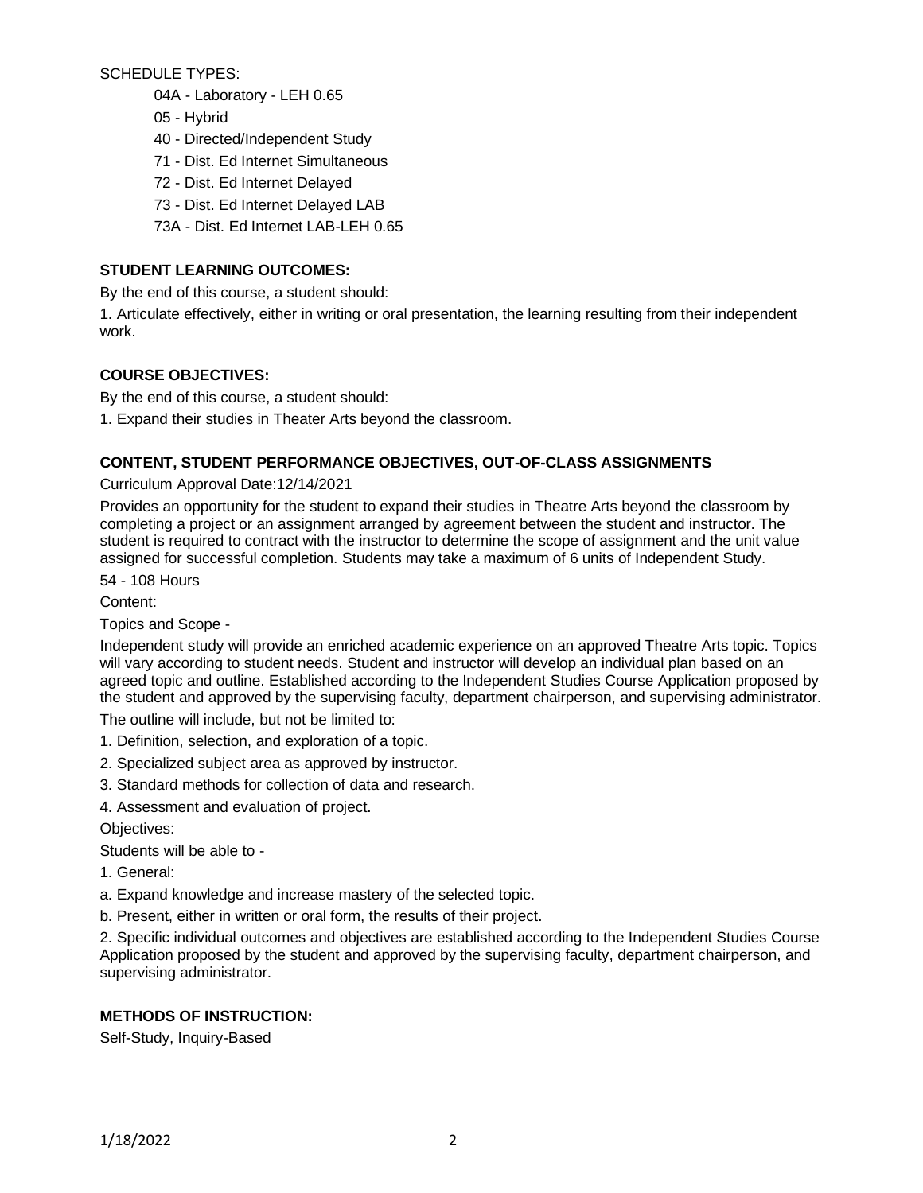SCHEDULE TYPES:

- 04A - Laboratory - LEH 0.65
- 05 - Hybrid
- 40 - Directed/Independent Study
- 71 - Dist. Ed Internet Simultaneous
- 72 - Dist. Ed Internet Delayed
- 73 - Dist. Ed Internet Delayed LAB
- 73A - Dist. Ed Internet LAB-LEH 0.65

## STUDENT LEARNING OUTCOMES:

By the end of this course, a student should:

1. Articulate effectively, either in writing or oral presentation, the learning resulting from their independent work.

## COURSE OBJECTIVES:

By the end of this course, a student should:

1. Expand their studies in Theater Arts beyond the classroom.

## CONTENT, STUDENT PERFORMANCE OBJECTIVES, OUT-OF-CLASS ASSIGNMENTS

Curriculum Approval Date:12/14/2021

Provides an opportunity for the student to expand their studies in Theatre Arts beyond the classroom by completing a project or an assignment arranged by agreement between the student and instructor. The student is required to contract with the instructor to determine the scope of assignment and the unit value assigned for successful completion. Students may take a maximum of 6 units of Independent Study.

54 - 108 Hours

Content:

Topics and Scope -

Independent study will provide an enriched academic experience on an approved Theatre Arts topic. Topics will vary according to student needs. Student and instructor will develop an individual plan based on an agreed topic and outline. Established according to the Independent Studies Course Application proposed by the student and approved by the supervising faculty, department chairperson, and supervising administrator.

The outline will include, but not be limited to:

1. Definition, selection, and exploration of a topic.
2. Specialized subject area as approved by instructor.
3. Standard methods for collection of data and research.
4. Assessment and evaluation of project.

Objectives:

Students will be able to -

1. General:

a. Expand knowledge and increase mastery of the selected topic.

b. Present, either in written or oral form, the results of their project.

2. Specific individual outcomes and objectives are established according to the Independent Studies Course Application proposed by the student and approved by the supervising faculty, department chairperson, and supervising administrator.

## METHODS OF INSTRUCTION:

Self-Study, Inquiry-Based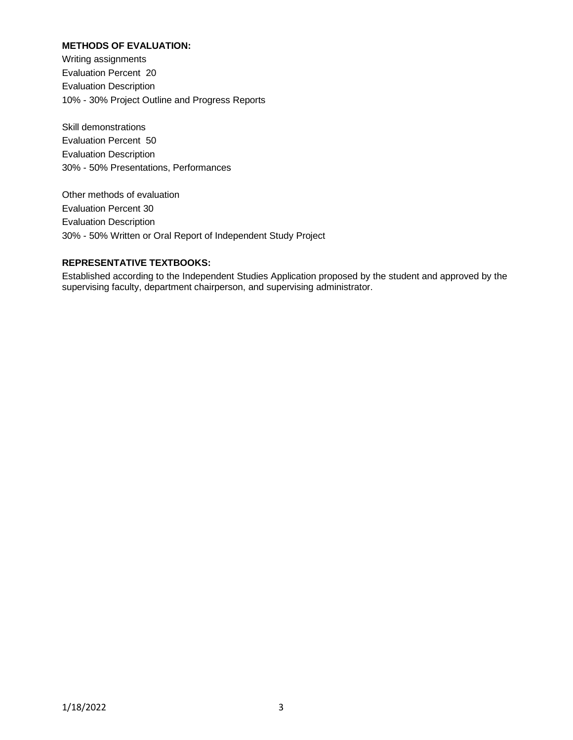**METHODS OF EVALUATION:**

Writing assignments
Evaluation Percent 20
Evaluation Description
10% - 30% Project Outline and Progress Reports

Skill demonstrations
Evaluation Percent 50
Evaluation Description
30% - 50% Presentations, Performances

Other methods of evaluation
Evaluation Percent 30
Evaluation Description
30% - 50% Written or Oral Report of Independent Study Project

**REPRESENTATIVE TEXTBOOKS:**

Established according to the Independent Studies Application proposed by the student and approved by the supervising faculty, department chairperson, and supervising administrator.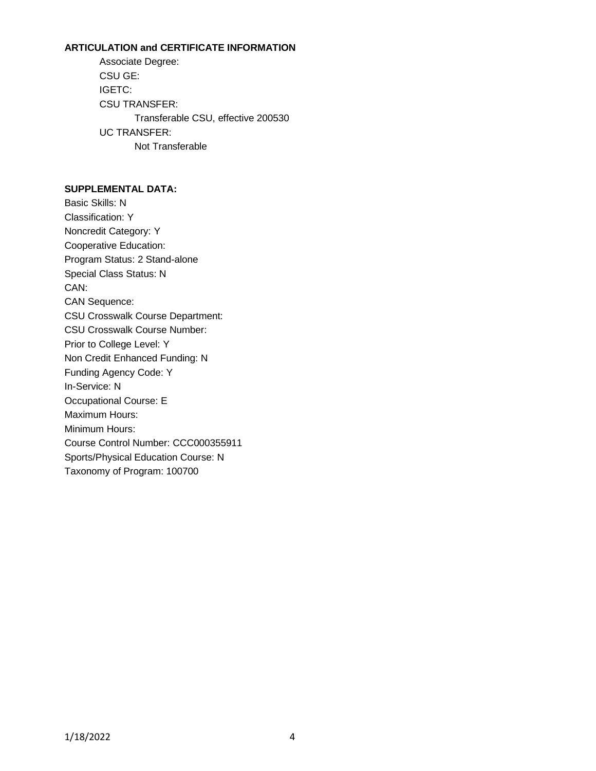**ARTICULATION and CERTIFICATE INFORMATION**

Associate Degree:

CSU GE:

IGETC:

CSU TRANSFER:

Transferable CSU, effective 200530

UC TRANSFER:

Not Transferable

**SUPPLEMENTAL DATA:**

Basic Skills: N

Classification: Y

Noncredit Category: Y

Cooperative Education:

Program Status: 2 Stand-alone

Special Class Status: N

CAN:

CAN Sequence:

CSU Crosswalk Course Department:

CSU Crosswalk Course Number:

Prior to College Level: Y

Non Credit Enhanced Funding: N

Funding Agency Code: Y

In-Service: N

Occupational Course: E

Maximum Hours:

Minimum Hours:

Course Control Number: CCC000355911

Sports/Physical Education Course: N

Taxonomy of Program: 100700